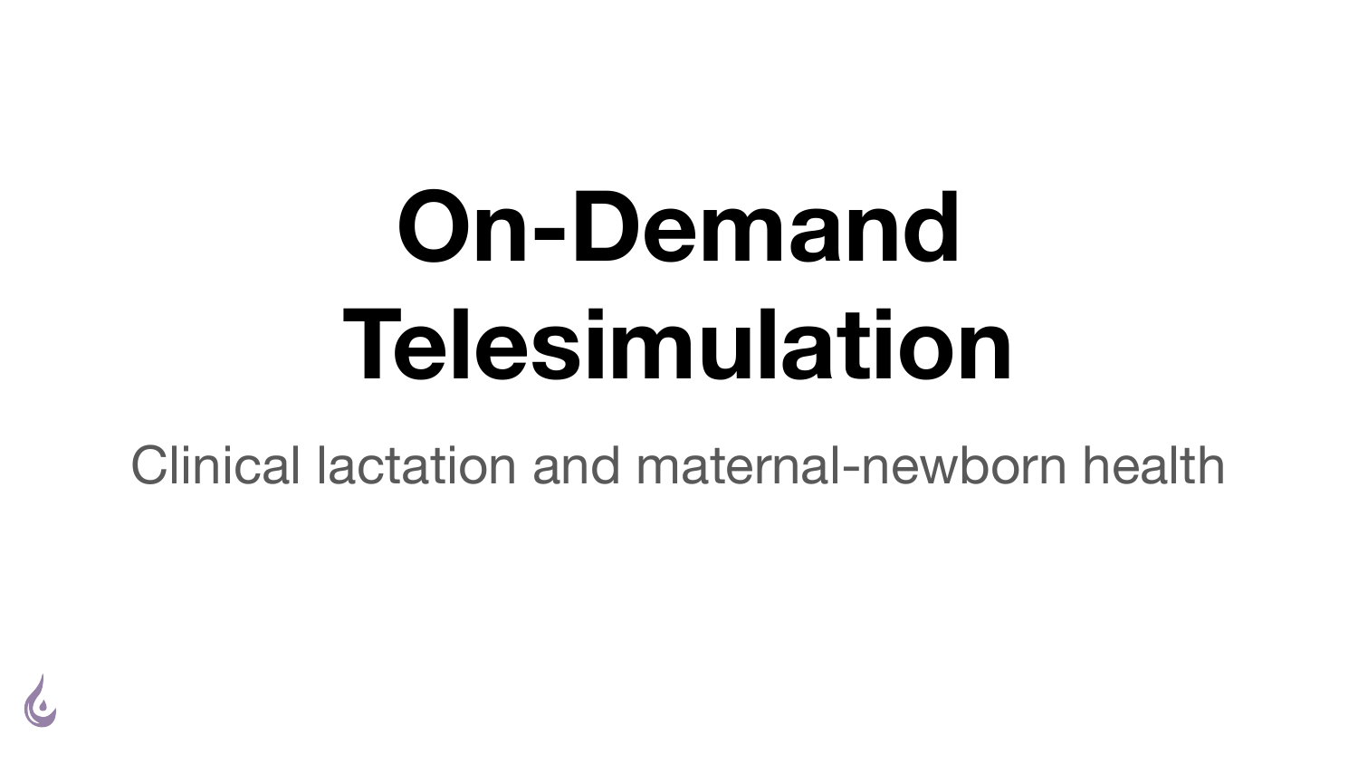# On-Demand Telesimulation

Clinical lactation and maternal-newborn health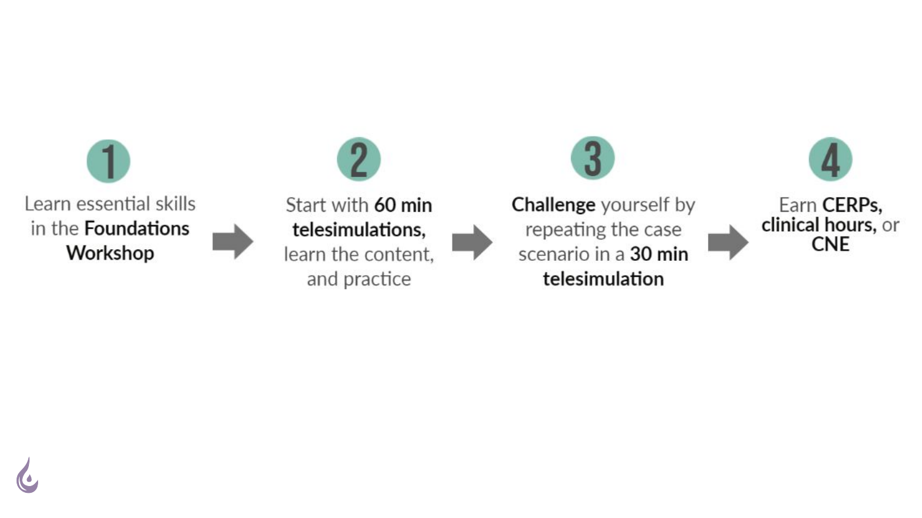1. Learn essential skills in the **Foundations Workshop**
2. Start with **60 min telesimulations,** learn the content, and practice
3. **Challenge** yourself by repeating the case scenario in a **30 min telesimulation**
4. Earn **CERPs, clinical hours,** or **CNE**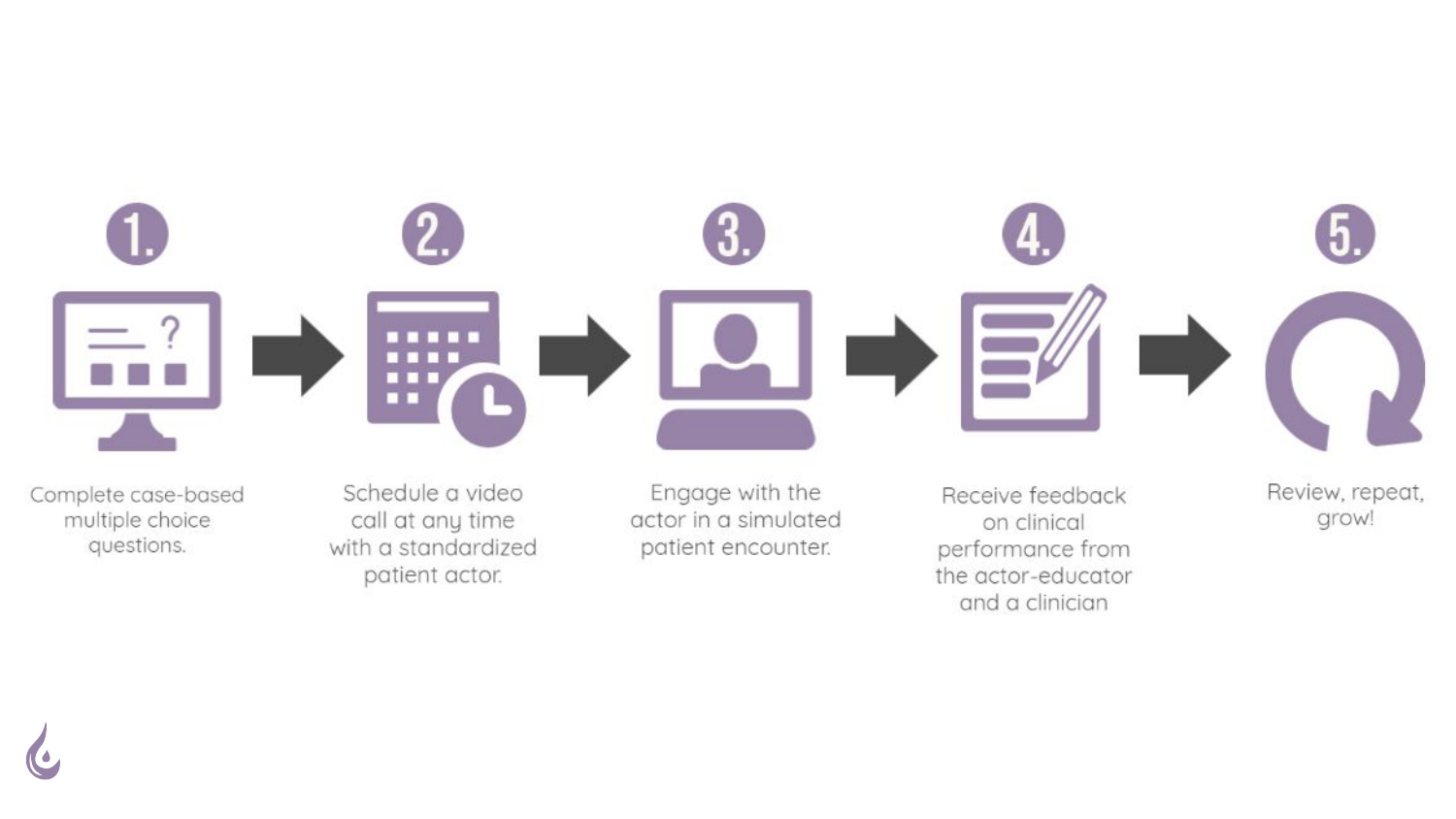1. Complete case-based multiple choice questions.
2. Schedule a video call at any time with a standardized patient actor.
3. Engage with the actor in a simulated patient encounter.
4. Receive feedback on clinical performance from the actor-educator and a clinician
5. Review, repeat, grow!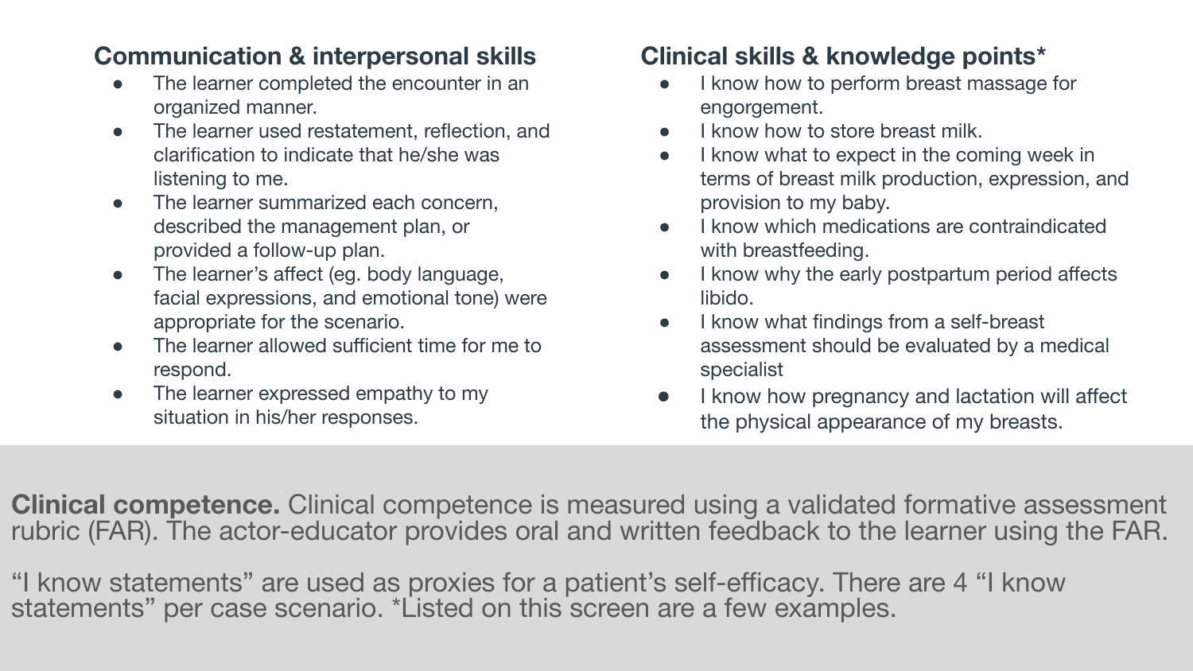## Communication & interpersonal skills

- The learner completed the encounter in an organized manner.
- The learner used restatement, reflection, and clarification to indicate that he/she was listening to me.
- The learner summarized each concern, described the management plan, or provided a follow-up plan.
- The learner's affect (eg. body language, facial expressions, and emotional tone) were appropriate for the scenario.
- The learner allowed sufficient time for me to respond.
- The learner expressed empathy to my situation in his/her responses.

## Clinical skills & knowledge points*

- I know how to perform breast massage for engorgement.
- I know how to store breast milk.
- I know what to expect in the coming week in terms of breast milk production, expression, and provision to my baby.
- I know which medications are contraindicated with breastfeeding.
- I know why the early postpartum period affects libido.
- I know what findings from a self-breast assessment should be evaluated by a medical specialist
- I know how pregnancy and lactation will affect the physical appearance of my breasts.

**Clinical competence.** Clinical competence is measured using a validated formative assessment rubric (FAR). The actor-educator provides oral and written feedback to the learner using the FAR.

"I know statements" are used as proxies for a patient's self-efficacy. There are 4 "I know statements" per case scenario. *Listed on this screen are a few examples.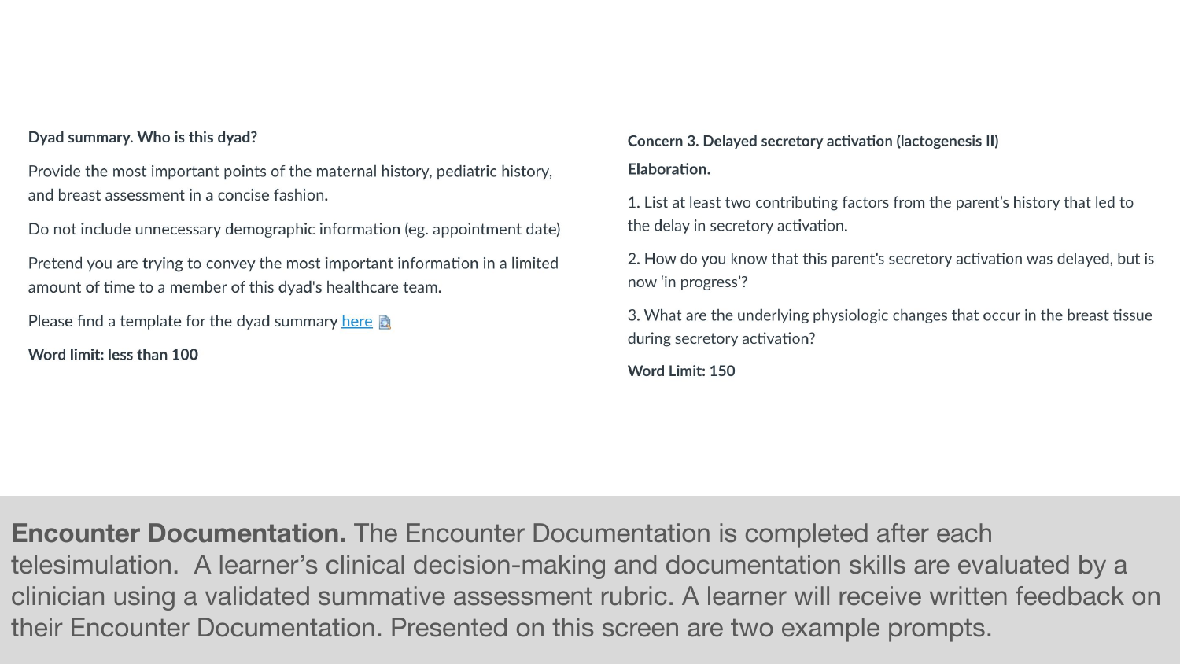**Dyad summary. Who is this dyad?**

Provide the most important points of the maternal history, pediatric history, and breast assessment in a concise fashion.

Do not include unnecessary demographic information (eg. appointment date)

Pretend you are trying to convey the most important information in a limited amount of time to a member of this dyad's healthcare team.

Please find a template for the dyad summary here

**Word limit: less than 100**

**Concern 3. Delayed secretory activation (lactogenesis II)**

**Elaboration.**

1. List at least two contributing factors from the parent's history that led to the delay in secretory activation.
2. How do you know that this parent's secretory activation was delayed, but is now 'in progress'?
3. What are the underlying physiologic changes that occur in the breast tissue during secretory activation?

**Word Limit: 150**

**Encounter Documentation.** The Encounter Documentation is completed after each telesimulation. A learner's clinical decision-making and documentation skills are evaluated by a clinician using a validated summative assessment rubric. A learner will receive written feedback on their Encounter Documentation. Presented on this screen are two example prompts.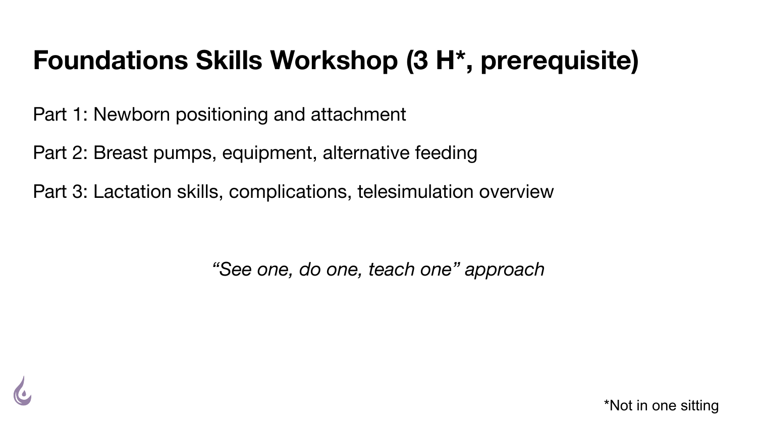# Foundations Skills Workshop (3 H*, prerequisite)

Part 1: Newborn positioning and attachment

Part 2: Breast pumps, equipment, alternative feeding

Part 3: Lactation skills, complications, telesimulation overview

*"See one, do one, teach one" approach*

*Not in one sitting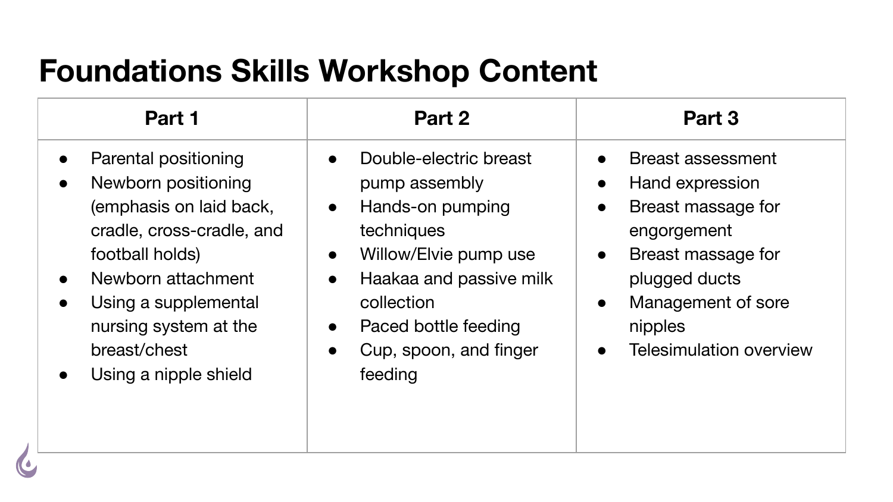# Foundations Skills Workshop Content

| Part 1 | Part 2 | Part 3 |
|---|---|---|
| • Parental positioning<br>• Newborn positioning (emphasis on laid back, cradle, cross-cradle, and football holds)<br>• Newborn attachment<br>• Using a supplemental nursing system at the breast/chest<br>• Using a nipple shield | • Double-electric breast pump assembly<br>• Hands-on pumping techniques<br>• Willow/Elvie pump use<br>• Haakaa and passive milk collection<br>• Paced bottle feeding<br>• Cup, spoon, and finger feeding | • Breast assessment<br>• Hand expression<br>• Breast massage for engorgement<br>• Breast massage for plugged ducts<br>• Management of sore nipples<br>• Telesimulation overview |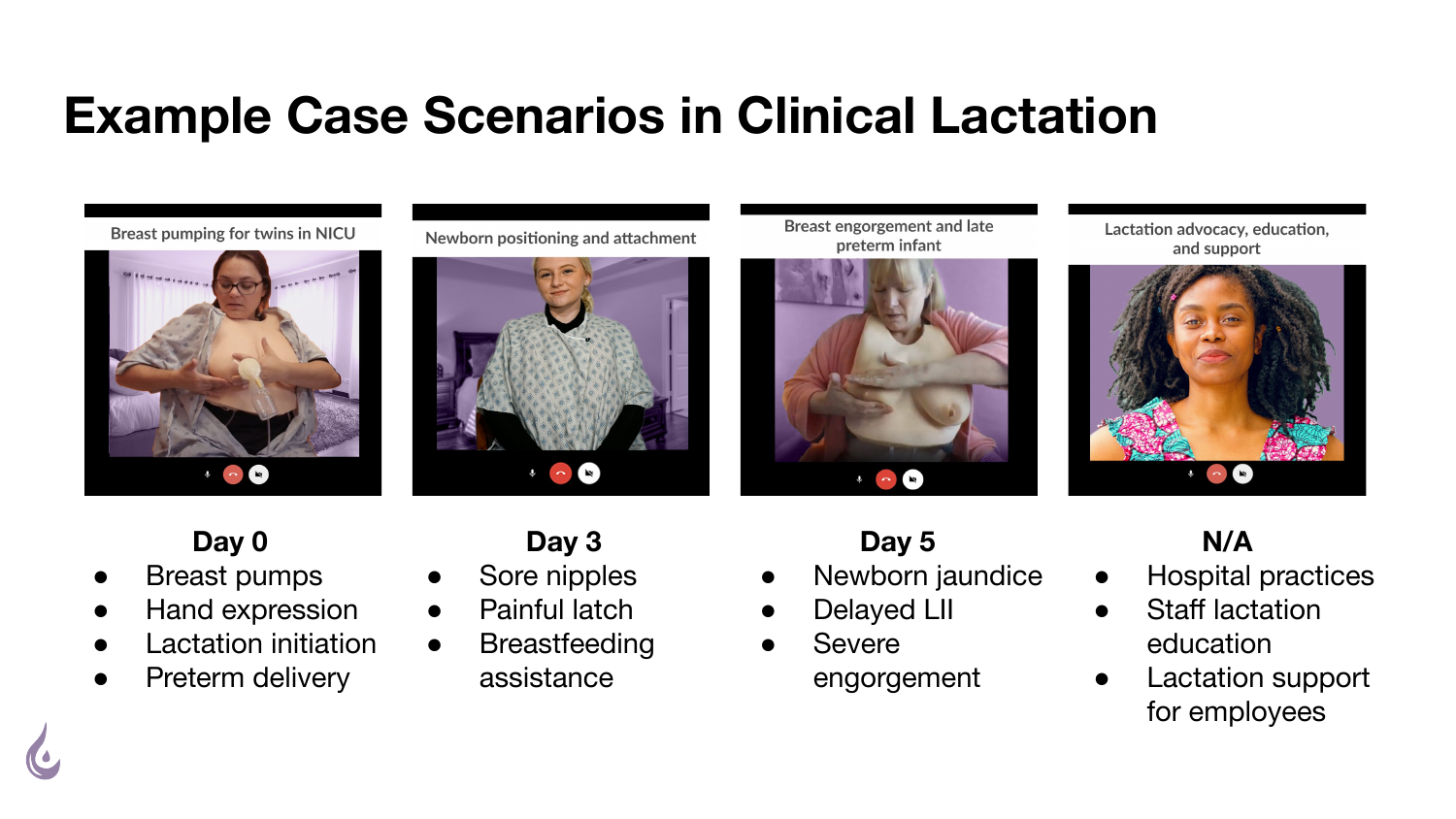# Example Case Scenarios in Clinical Lactation

Breast pumping for twins in NICU

**Day 0**

- Breast pumps
- Hand expression
- Lactation initiation
- Preterm delivery

Newborn positioning and attachment

**Day 3**

- Sore nipples
- Painful latch
- Breastfeeding assistance

Breast engorgement and late preterm infant

**Day 5**

- Newborn jaundice
- Delayed LII
- Severe engorgement

Lactation advocacy, education, and support

**N/A**

- Hospital practices
- Staff lactation education
- Lactation support for employees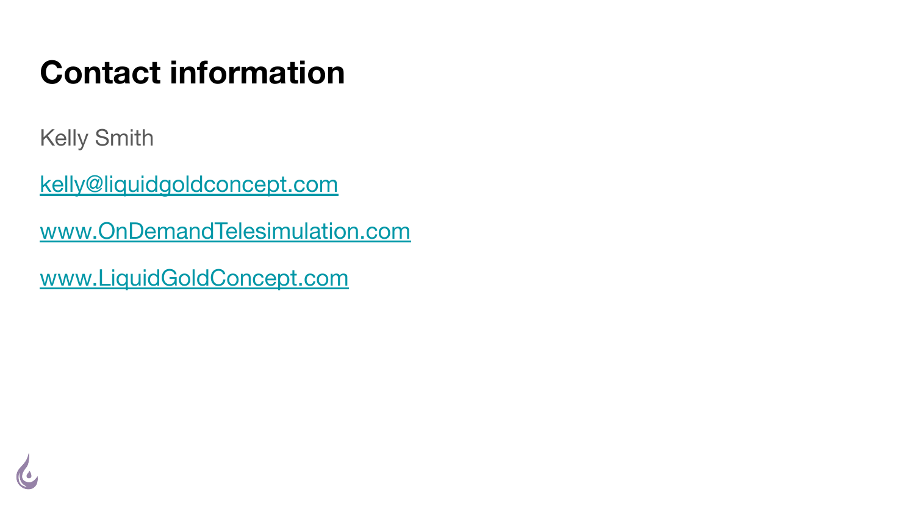# Contact information

Kelly Smith

kelly@liquidgoldconcept.com

www.OnDemandTelesimulation.com

www.LiquidGoldConcept.com